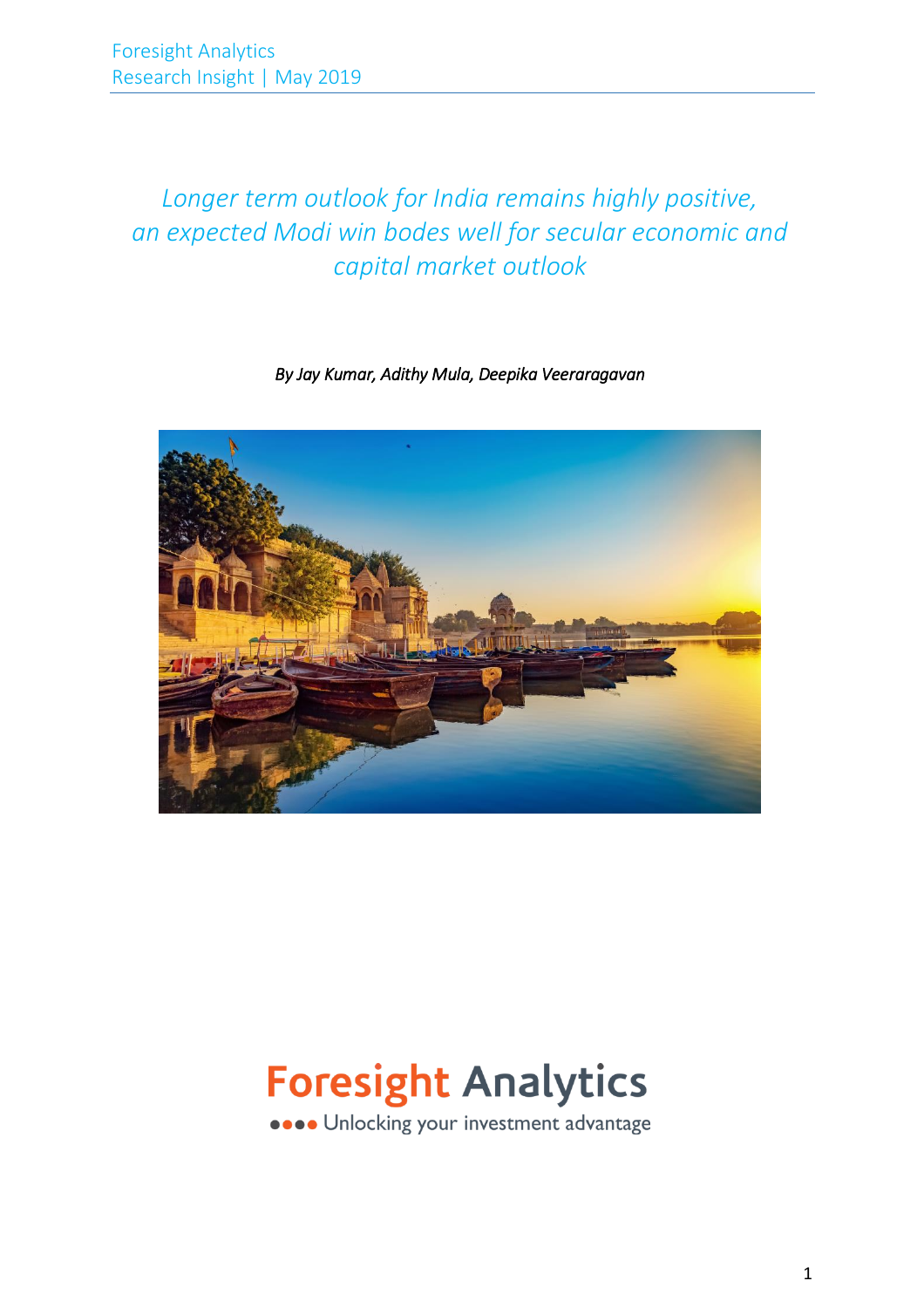# *Longer term outlook for India remains highly positive, an expected Modi win bodes well for secular economic and capital market outlook*

*By Jay Kumar, Adithy Mula, Deepika Veeraragavan*

**Foresight Analytics**

Unlocking your investment advantage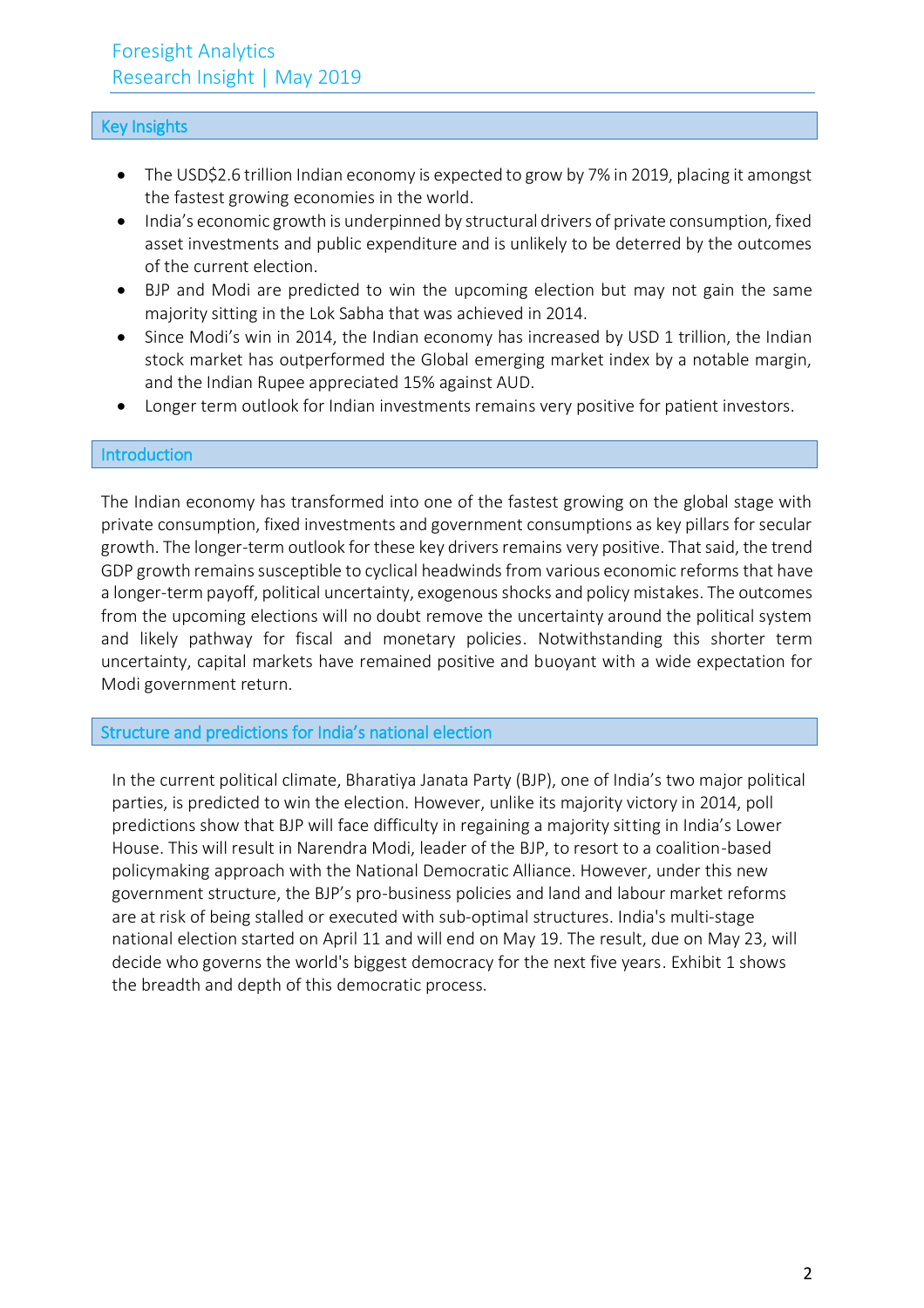## Key Insights

- The USD$2.6 trillion Indian economy is expected to grow by 7% in 2019, placing it amongst the fastest growing economies in the world.
- India's economic growth is underpinned by structural drivers of private consumption, fixed asset investments and public expenditure and is unlikely to be deterred by the outcomes of the current election.
- BJP and Modi are predicted to win the upcoming election but may not gain the same majority sitting in the Lok Sabha that was achieved in 2014.
- Since Modi's win in 2014, the Indian economy has increased by USD 1 trillion, the Indian stock market has outperformed the Global emerging market index by a notable margin, and the Indian Rupee appreciated 15% against AUD.
- Longer term outlook for Indian investments remains very positive for patient investors.

## Introduction

The Indian economy has transformed into one of the fastest growing on the global stage with private consumption, fixed investments and government consumptions as key pillars for secular growth. The longer-term outlook for these key drivers remains very positive. That said, the trend GDP growth remains susceptible to cyclical headwinds from various economic reforms that have a longer-term payoff, political uncertainty, exogenous shocks and policy mistakes. The outcomes from the upcoming elections will no doubt remove the uncertainty around the political system and likely pathway for fiscal and monetary policies. Notwithstanding this shorter term uncertainty, capital markets have remained positive and buoyant with a wide expectation for Modi government return.

## Structure and predictions for India's national election

In the current political climate, Bharatiya Janata Party (BJP), one of India's two major political parties, is predicted to win the election. However, unlike its majority victory in 2014, poll predictions show that BJP will face difficulty in regaining a majority sitting in India's Lower House. This will result in Narendra Modi, leader of the BJP, to resort to a coalition-based policymaking approach with the National Democratic Alliance. However, under this new government structure, the BJP's pro-business policies and land and labour market reforms are at risk of being stalled or executed with sub-optimal structures. India's multi-stage national election started on April 11 and will end on May 19. The result, due on May 23, will decide who governs the world's biggest democracy for the next five years. Exhibit 1 shows the breadth and depth of this democratic process.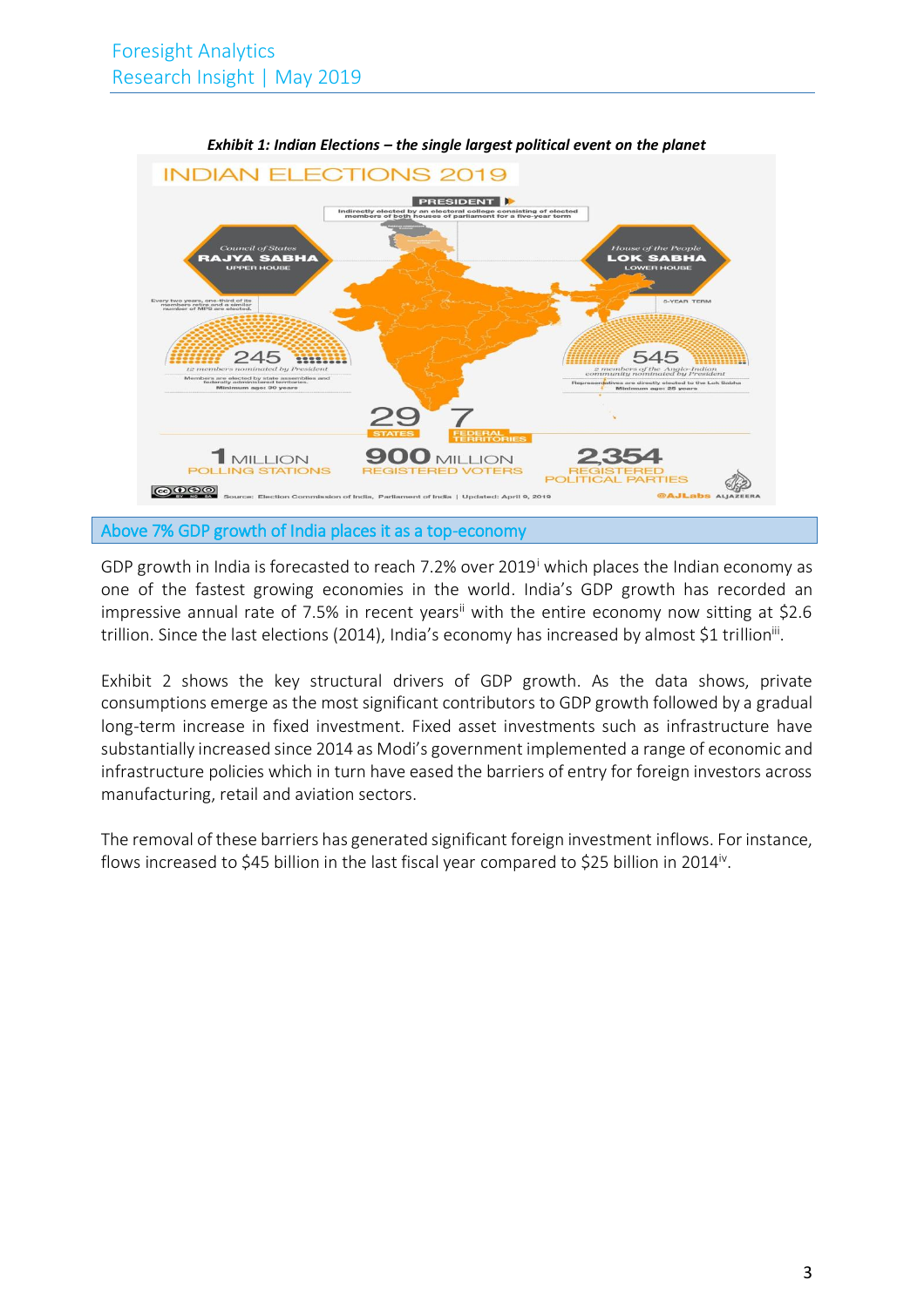*Exhibit 1: Indian Elections – the single largest political event on the planet*

INDIAN ELECTIONS 2019

PRESIDENT

Indirectly elected by an electoral college consisting of elected members of both houses of parliament for a five-year term

Council of States **RAJYA SABHA** UPPER HOUSE

Every two years, one-third of its members retire and a similar number of MPS are elected.

245

12 members nominated by President

Members are elected by state assemblies and federally administered territories. Minimum age: 30 years

House of the People **LOK SABHA** LOWER HOUSE

5-YEAR TERM

545

2 members of the Anglo-Indian community nominated by President

Representatives are directly elected to the Lok Sabha Minimum age: 25 years

29 STATES

7 FEDERAL TERRITORIES

1 MILLION POLLING STATIONS

900 MILLION REGISTERED VOTERS

2,354 REGISTERED POLITICAL PARTIES

Source: Election Commission of India, Parliament of India | Updated: April 9, 2019

@AJLabs ALJAZEERA

## Above 7% GDP growth of India places it as a top-economy

GDP growth in India is forecasted to reach 7.2% over 2019[i] which places the Indian economy as one of the fastest growing economies in the world. India's GDP growth has recorded an impressive annual rate of 7.5% in recent years[ii] with the entire economy now sitting at $2.6 trillion. Since the last elections (2014), India's economy has increased by almost $1 trillion[iii].

Exhibit 2 shows the key structural drivers of GDP growth. As the data shows, private consumptions emerge as the most significant contributors to GDP growth followed by a gradual long-term increase in fixed investment. Fixed asset investments such as infrastructure have substantially increased since 2014 as Modi's government implemented a range of economic and infrastructure policies which in turn have eased the barriers of entry for foreign investors across manufacturing, retail and aviation sectors.

The removal of these barriers has generated significant foreign investment inflows. For instance, flows increased to $45 billion in the last fiscal year compared to $25 billion in 2014[iv].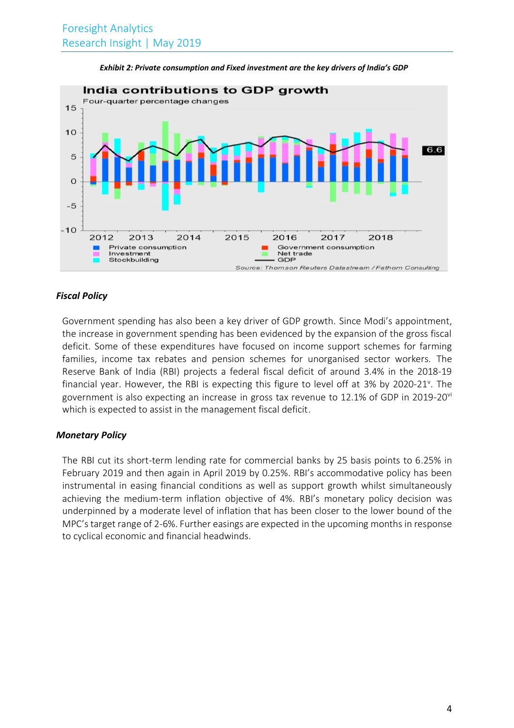*Exhibit 2: Private consumption and Fixed investment are the key drivers of India's GDP*

#### *Fiscal Policy*

Government spending has also been a key driver of GDP growth. Since Modi's appointment, the increase in government spending has been evidenced by the expansion of the gross fiscal deficit. Some of these expenditures have focused on income support schemes for farming families, income tax rebates and pension schemes for unorganised sector workers. The Reserve Bank of India (RBI) projects a federal fiscal deficit of around 3.4% in the 2018-19 financial year. However, the RBI is expecting this figure to level off at 3% by 2020-21[v]. The government is also expecting an increase in gross tax revenue to 12.1% of GDP in 2019-20[vi] which is expected to assist in the management fiscal deficit.

#### *Monetary Policy*

The RBI cut its short-term lending rate for commercial banks by 25 basis points to 6.25% in February 2019 and then again in April 2019 by 0.25%. RBI's accommodative policy has been instrumental in easing financial conditions as well as support growth whilst simultaneously achieving the medium-term inflation objective of 4%. RBI's monetary policy decision was underpinned by a moderate level of inflation that has been closer to the lower bound of the MPC's target range of 2-6%. Further easings are expected in the upcoming months in response to cyclical economic and financial headwinds.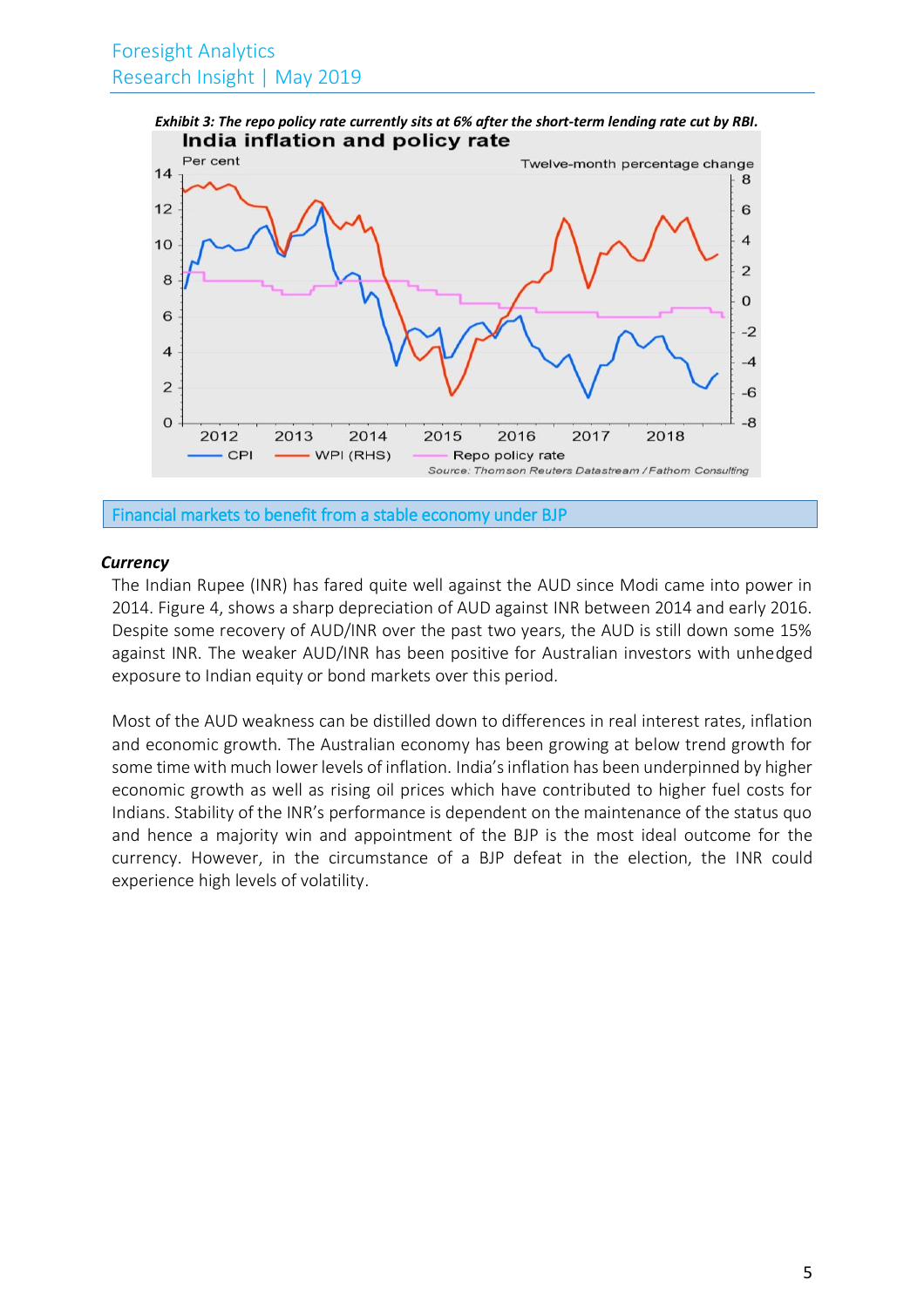*Exhibit 3: The repo policy rate currently sits at 6% after the short-term lending rate cut by RBI.*

## Financial markets to benefit from a stable economy under BJP

***Currency***

The Indian Rupee (INR) has fared quite well against the AUD since Modi came into power in 2014. Figure 4, shows a sharp depreciation of AUD against INR between 2014 and early 2016. Despite some recovery of AUD/INR over the past two years, the AUD is still down some 15% against INR. The weaker AUD/INR has been positive for Australian investors with unhedged exposure to Indian equity or bond markets over this period.

Most of the AUD weakness can be distilled down to differences in real interest rates, inflation and economic growth. The Australian economy has been growing at below trend growth for some time with much lower levels of inflation. India's inflation has been underpinned by higher economic growth as well as rising oil prices which have contributed to higher fuel costs for Indians. Stability of the INR's performance is dependent on the maintenance of the status quo and hence a majority win and appointment of the BJP is the most ideal outcome for the currency. However, in the circumstance of a BJP defeat in the election, the INR could experience high levels of volatility.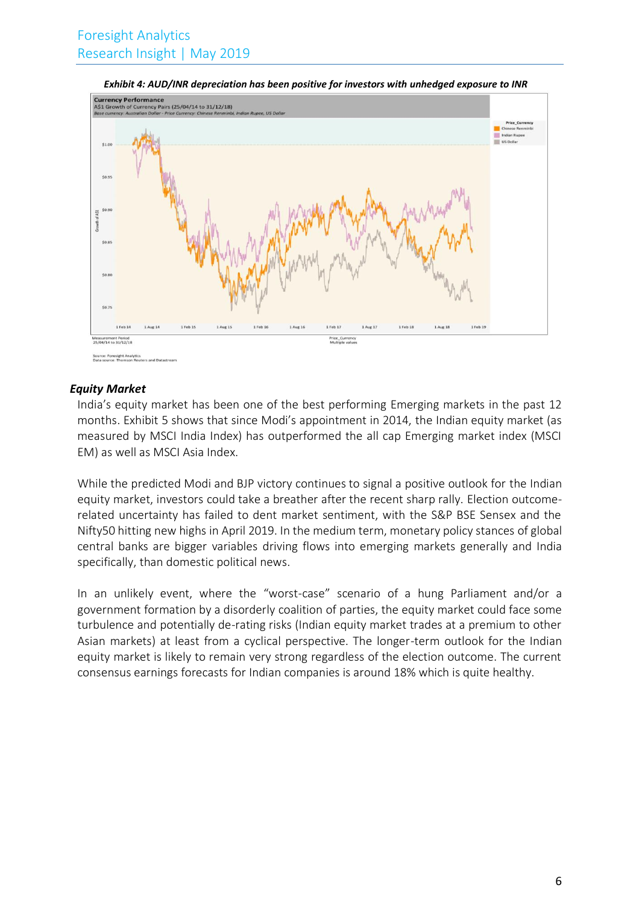***Exhibit 4: AUD/INR depreciation has been positive for investors with unhedged exposure to INR***

Currency Performance
A$1 Growth of Currency Pairs (25/04/14 to 31/12/18)
Base currency: Australian Dollar - Price Currency: Chinese Renminbi, Indian Rupee, US Dollar

Measurement Period
25/04/14 to 31/12/18

Source: Foresight Analytics
Data source: Thomson Reuters and Datastream

### *Equity Market*

India's equity market has been one of the best performing Emerging markets in the past 12 months. Exhibit 5 shows that since Modi's appointment in 2014, the Indian equity market (as measured by MSCI India Index) has outperformed the all cap Emerging market index (MSCI EM) as well as MSCI Asia Index.

While the predicted Modi and BJP victory continues to signal a positive outlook for the Indian equity market, investors could take a breather after the recent sharp rally. Election outcome-related uncertainty has failed to dent market sentiment, with the S&P BSE Sensex and the Nifty50 hitting new highs in April 2019. In the medium term, monetary policy stances of global central banks are bigger variables driving flows into emerging markets generally and India specifically, than domestic political news.

In an unlikely event, where the "worst-case" scenario of a hung Parliament and/or a government formation by a disorderly coalition of parties, the equity market could face some turbulence and potentially de-rating risks (Indian equity market trades at a premium to other Asian markets) at least from a cyclical perspective. The longer-term outlook for the Indian equity market is likely to remain very strong regardless of the election outcome. The current consensus earnings forecasts for Indian companies is around 18% which is quite healthy.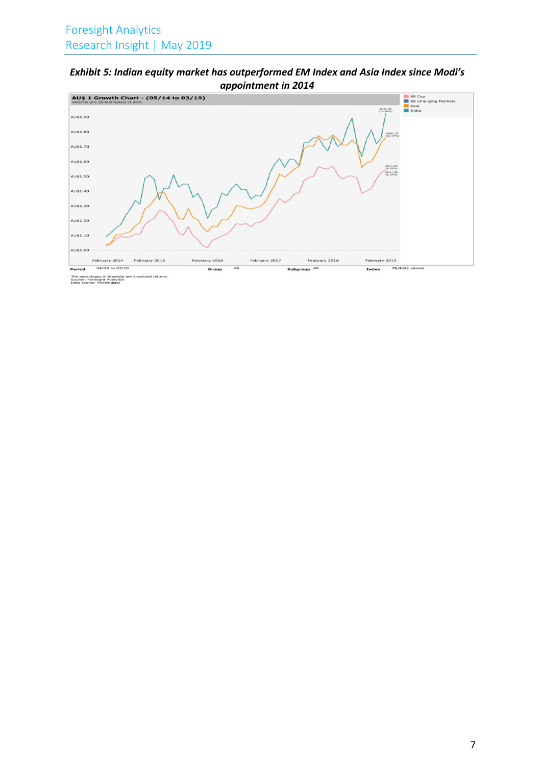***Exhibit 5: Indian equity market has outperformed EM Index and Asia Index since Modi's appointment in 2014***

**AU$ 1 Growth Chart - (05/14 to 03/19)**
*Returns are denominated in AUD.*

All Cap
All Emerging Markets
Asia
India

AU$1.93 (14.26%)
AU$1.76 (12.19%)
AU$1.54 (9.18%)
AU$1.54 (9.18%)

AU$1.90
AU$1.80
AU$1.70
AU$1.60
AU$1.50
AU$1.40
AU$1.30
AU$1.20
AU$1.10
AU$1.00

February 2014 February 2015 February 2016 February 2017 February 2018 February 2019

**Period** 04/14 to 03/19 **Group** All **Subgroup** All **Index** Multiple values

The pecentages in brackets are anualized returns.
Source: Foresight Analytics
Data source: Morningstar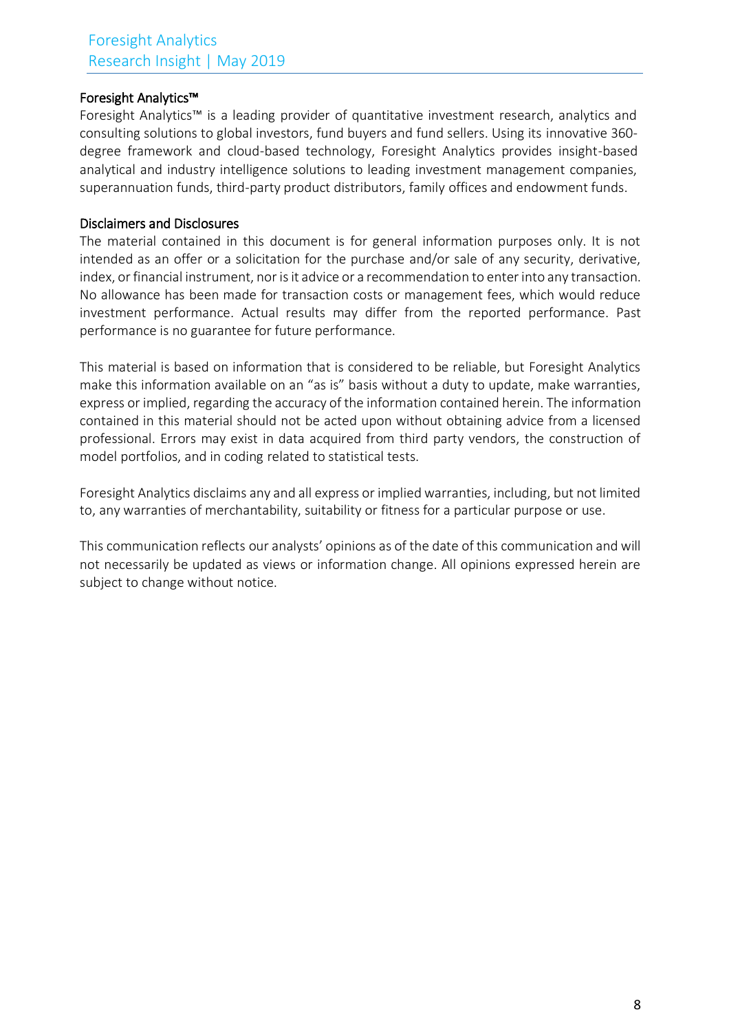## Foresight Analytics™

Foresight Analytics™ is a leading provider of quantitative investment research, analytics and consulting solutions to global investors, fund buyers and fund sellers. Using its innovative 360-degree framework and cloud-based technology, Foresight Analytics provides insight-based analytical and industry intelligence solutions to leading investment management companies, superannuation funds, third-party product distributors, family offices and endowment funds.

## Disclaimers and Disclosures

The material contained in this document is for general information purposes only. It is not intended as an offer or a solicitation for the purchase and/or sale of any security, derivative, index, or financial instrument, nor is it advice or a recommendation to enter into any transaction. No allowance has been made for transaction costs or management fees, which would reduce investment performance. Actual results may differ from the reported performance. Past performance is no guarantee for future performance.

This material is based on information that is considered to be reliable, but Foresight Analytics make this information available on an "as is" basis without a duty to update, make warranties, express or implied, regarding the accuracy of the information contained herein. The information contained in this material should not be acted upon without obtaining advice from a licensed professional. Errors may exist in data acquired from third party vendors, the construction of model portfolios, and in coding related to statistical tests.

Foresight Analytics disclaims any and all express or implied warranties, including, but not limited to, any warranties of merchantability, suitability or fitness for a particular purpose or use.

This communication reflects our analysts' opinions as of the date of this communication and will not necessarily be updated as views or information change. All opinions expressed herein are subject to change without notice.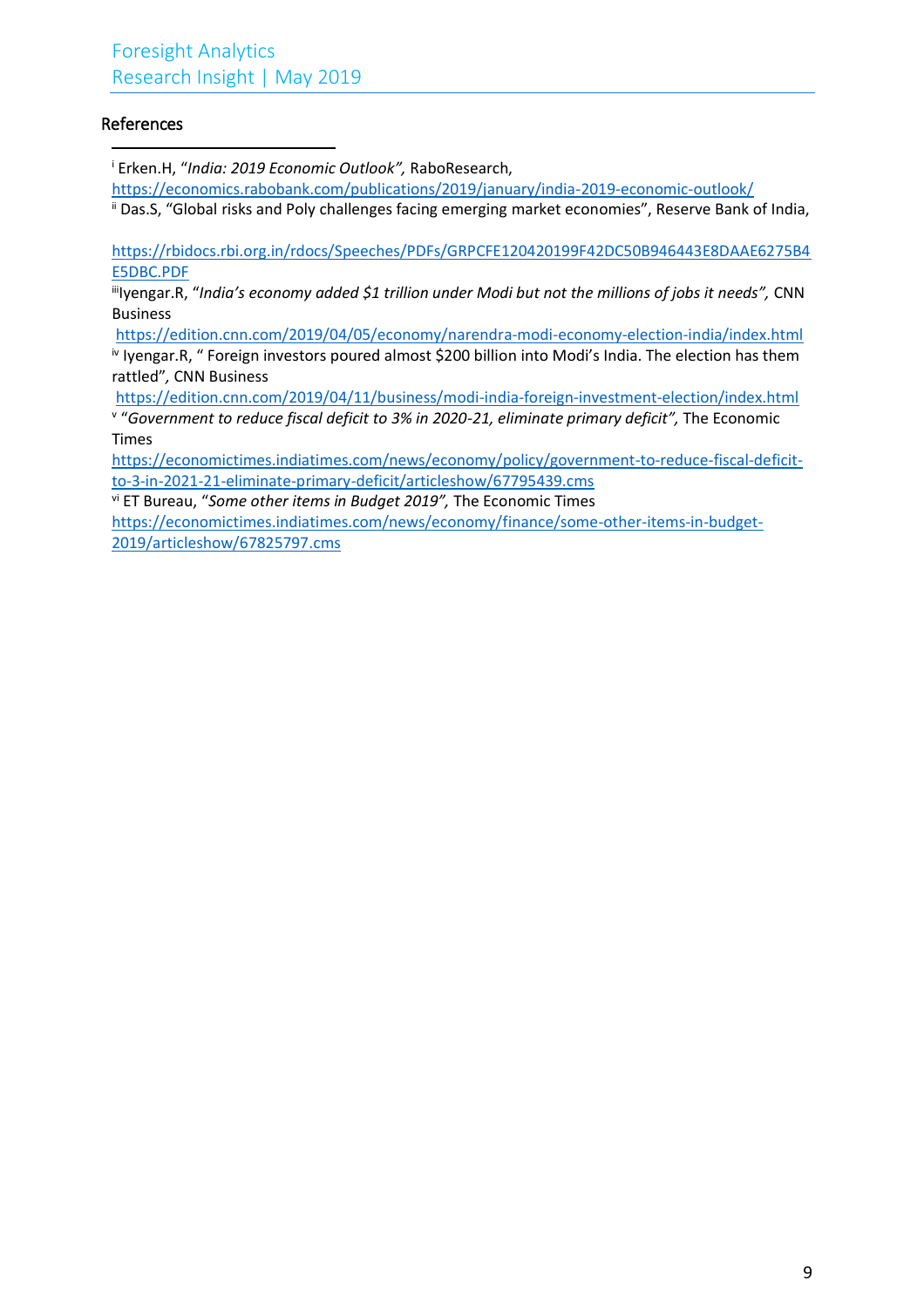## References

[i] Erken.H, "*India: 2019 Economic Outlook",* RaboResearch,
https://economics.rabobank.com/publications/2019/january/india-2019-economic-outlook/

[ii] Das.S, "Global risks and Poly challenges facing emerging market economies", Reserve Bank of India,

https://rbidocs.rbi.org.in/rdocs/Speeches/PDFs/GRPCFE120420199F42DC50B946443E8DAAE6275B4E5DBC.PDF

[iii] Iyengar.R, "*India's economy added $1 trillion under Modi but not the millions of jobs it needs",* CNN Business
https://edition.cnn.com/2019/04/05/economy/narendra-modi-economy-election-india/index.html

[iv] Iyengar.R, " Foreign investors poured almost $200 billion into Modi's India. The election has them rattled", CNN Business
https://edition.cnn.com/2019/04/11/business/modi-india-foreign-investment-election/index.html

[v] "*Government to reduce fiscal deficit to 3% in 2020-21, eliminate primary deficit",* The Economic Times
https://economictimes.indiatimes.com/news/economy/policy/government-to-reduce-fiscal-deficit-to-3-in-2021-21-eliminate-primary-deficit/articleshow/67795439.cms

[vi] ET Bureau, "*Some other items in Budget 2019",* The Economic Times
https://economictimes.indiatimes.com/news/economy/finance/some-other-items-in-budget-2019/articleshow/67825797.cms